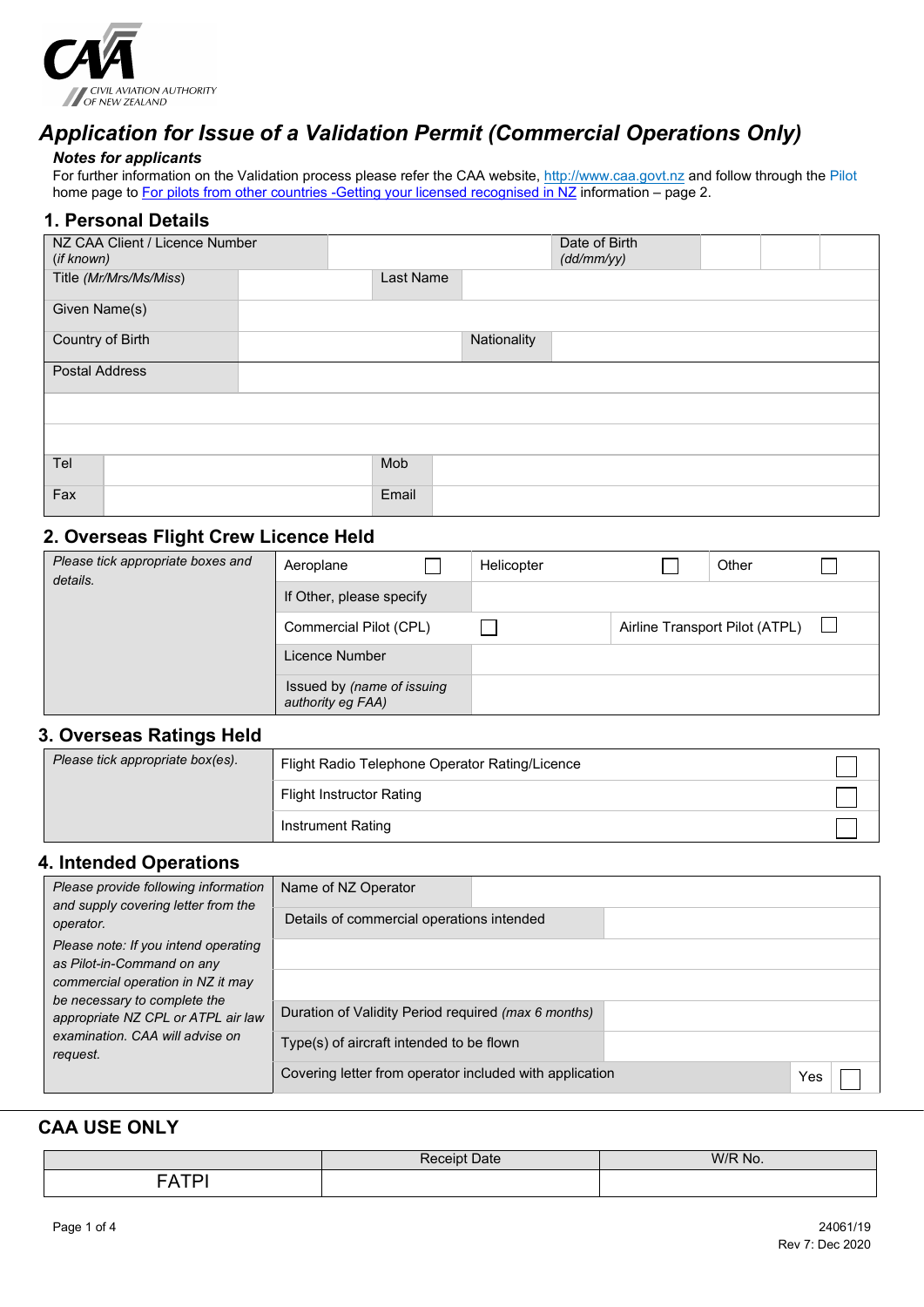CIVIL AVIATION AUTHORITY OF NEW ZEALAND

# *Application for Issue of a Validation Permit (Commercial Operations Only)*

***Notes for applicants***

For further information on the Validation process please refer the CAA website, http://www.caa.govt.nz and follow through the Pilot home page to For pilots from other countries -Getting your licensed recognised in NZ information – page 2.

## 1. Personal Details

| NZ CAA Client / Licence Number *(if known)* | | Date of Birth *(dd/mm/yy)* | | | |
|---|---|---|---|---|---|
| Title *(Mr/Mrs/Ms/Miss)* | | Last Name | | | |
| Given Name(s) | | | | | |
| Country of Birth | | Nationality | | | |
| Postal Address | | | | | |
| | | | | | |
| | | | | | |
| Tel | | Mob | | | |
| Fax | | Email | | | |

## 2. Overseas Flight Crew Licence Held

| *Please tick appropriate boxes and details.* | | | | |
|---|---|---|---|---|
| | Aeroplane ☐ | Helicopter ☐ | | Other ☐ |
| | If Other, please specify | | | |
| | Commercial Pilot (CPL) ☐ | | Airline Transport Pilot (ATPL) ☐ | |
| | Licence Number | | | |
| | Issued by *(name of issuing authority eg FAA)* | | | |

## 3. Overseas Ratings Held

| *Please tick appropriate box(es).* | | |
|---|---|---|
| | Flight Radio Telephone Operator Rating/Licence | ☐ |
| | Flight Instructor Rating | ☐ |
| | Instrument Rating | ☐ |

## 4. Intended Operations

| *Please provide following information and supply covering letter from the operator.* *Please note: If you intend operating as Pilot-in-Command on any commercial operation in NZ it may be necessary to complete the appropriate NZ CPL or ATPL air law examination. CAA will advise on request.* | | |
|---|---|---|
| | Name of NZ Operator | |
| | Details of commercial operations intended | |
| | | |
| | | |
| | Duration of Validity Period required *(max 6 months)* | |
| | Type(s) of aircraft intended to be flown | |
| | Covering letter from operator included with application | Yes ☐ |

## CAA USE ONLY

| | Receipt Date | W/R No. |
|---|---|---|
| FATPI | | |

24061/19
Rev 7: Dec 2020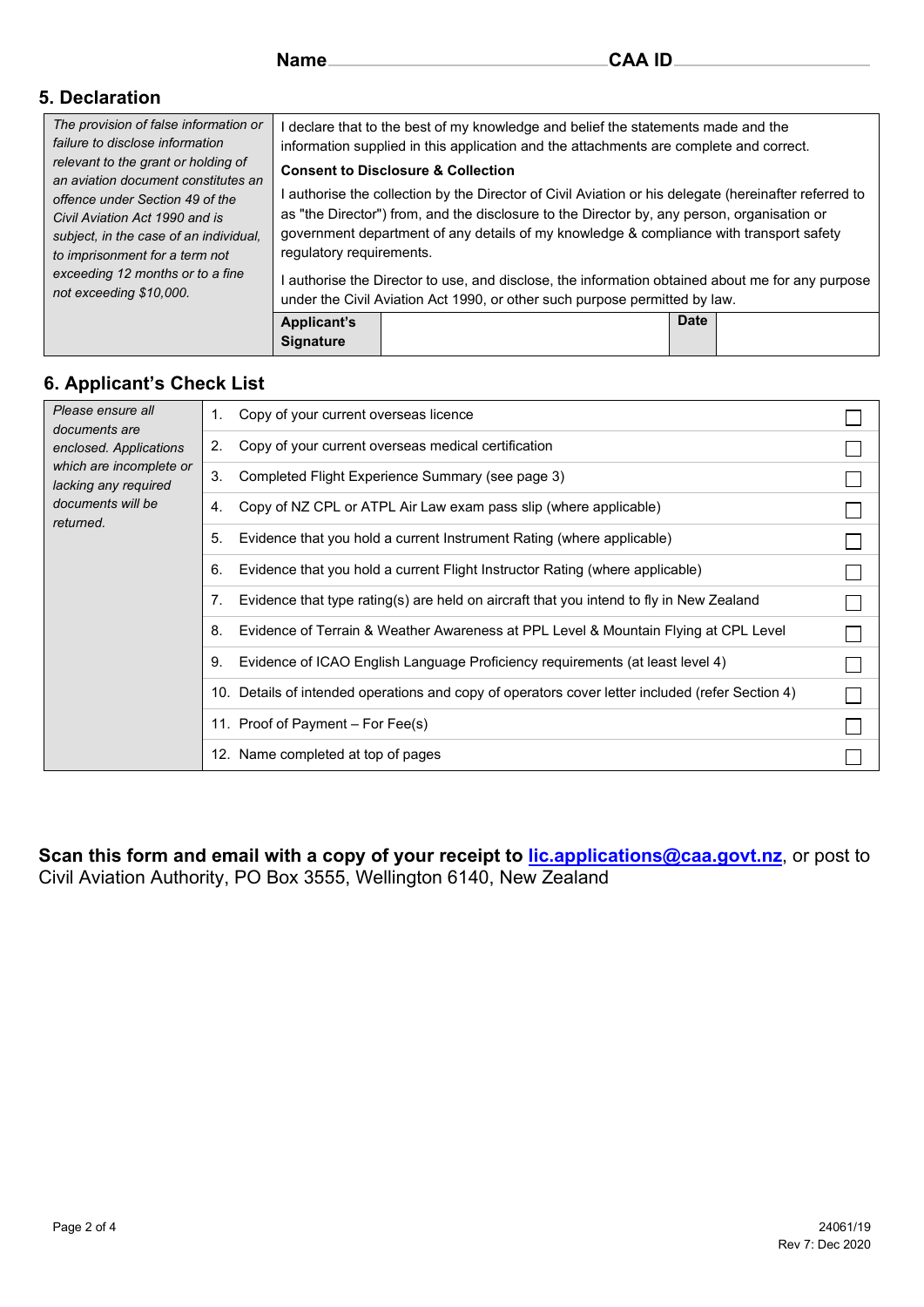**Name** \_\_\_\_\_\_\_\_\_\_\_\_\_\_\_\_\_\_\_\_ **CAA ID** \_\_\_\_\_\_\_\_\_\_\_\_\_\_\_\_\_\_\_\_

## 5. Declaration

| | | | | |
|---|---|---|---|---|
| *The provision of false information or failure to disclose information relevant to the grant or holding of an aviation document constitutes an offence under Section 49 of the Civil Aviation Act 1990 and is subject, in the case of an individual, to imprisonment for a term not exceeding 12 months or to a fine not exceeding $10,000.* | I declare that to the best of my knowledge and belief the statements made and the information supplied in this application and the attachments are complete and correct.<br>**Consent to Disclosure & Collection**<br>I authorise the collection by the Director of Civil Aviation or his delegate (hereinafter referred to as "the Director") from, and the disclosure to the Director by, any person, organisation or government department of any details of my knowledge & compliance with transport safety regulatory requirements.<br>I authorise the Director to use, and disclose, the information obtained about me for any purpose under the Civil Aviation Act 1990, or other such purpose permitted by law. | | | |
| | **Applicant's Signature** | | **Date** | |

## 6. Applicant's Check List

| | | |
|---|---|---|
| *Please ensure all documents are enclosed. Applications which are incomplete or lacking any required documents will be returned.* | 1. Copy of your current overseas licence | ☐ |
| | 2. Copy of your current overseas medical certification | ☐ |
| | 3. Completed Flight Experience Summary (see page 3) | ☐ |
| | 4. Copy of NZ CPL or ATPL Air Law exam pass slip (where applicable) | ☐ |
| | 5. Evidence that you hold a current Instrument Rating (where applicable) | ☐ |
| | 6. Evidence that you hold a current Flight Instructor Rating (where applicable) | ☐ |
| | 7. Evidence that type rating(s) are held on aircraft that you intend to fly in New Zealand | ☐ |
| | 8. Evidence of Terrain & Weather Awareness at PPL Level & Mountain Flying at CPL Level | ☐ |
| | 9. Evidence of ICAO English Language Proficiency requirements (at least level 4) | ☐ |
| | 10. Details of intended operations and copy of operators cover letter included (refer Section 4) | ☐ |
| | 11. Proof of Payment – For Fee(s) | ☐ |
| | 12. Name completed at top of pages | ☐ |

**Scan this form and email with a copy of your receipt to lic.applications@caa.govt.nz**, or post to Civil Aviation Authority, PO Box 3555, Wellington 6140, New Zealand

24061/19
Rev 7: Dec 2020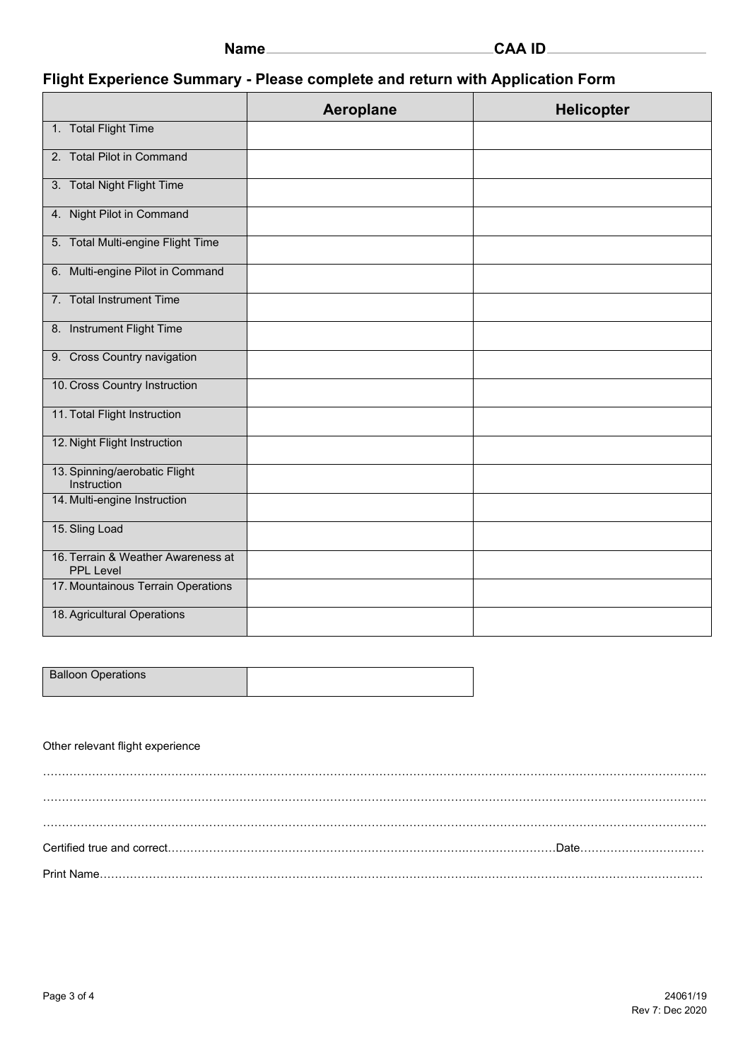**Name**\_\_\_\_\_\_\_\_\_\_\_\_\_\_\_\_\_\_\_\_\_\_\_\_\_\_\_\_\_\_\_\_**CAA ID**\_\_\_\_\_\_\_\_\_\_\_\_\_\_\_\_\_\_\_\_\_\_\_\_

## Flight Experience Summary - Please complete and return with Application Form

| | Aeroplane | Helicopter |
|---|---|---|
| 1. Total Flight Time | | |
| 2. Total Pilot in Command | | |
| 3. Total Night Flight Time | | |
| 4. Night Pilot in Command | | |
| 5. Total Multi-engine Flight Time | | |
| 6. Multi-engine Pilot in Command | | |
| 7. Total Instrument Time | | |
| 8. Instrument Flight Time | | |
| 9. Cross Country navigation | | |
| 10. Cross Country Instruction | | |
| 11. Total Flight Instruction | | |
| 12. Night Flight Instruction | | |
| 13. Spinning/aerobatic Flight Instruction | | |
| 14. Multi-engine Instruction | | |
| 15. Sling Load | | |
| 16. Terrain & Weather Awareness at PPL Level | | |
| 17. Mountainous Terrain Operations | | |
| 18. Agricultural Operations | | |

| Balloon Operations | |
|---|---|

Other relevant flight experience

……………………………………………………………………………………………………………………………………………………

……………………………………………………………………………………………………………………………………………………

……………………………………………………………………………………………………………………………………………………

Certified true and correct……………………………………………………………………………………………Date……………………………

Print Name……………………………………………………………………………………………………………………………………………

24061/19
Rev 7: Dec 2020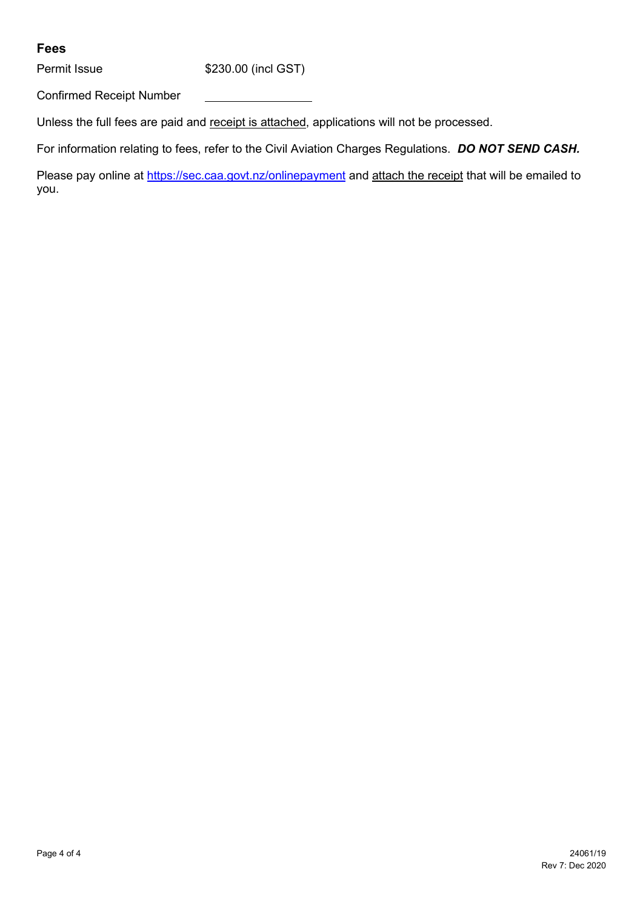## Fees

Permit Issue $230.00 (incl GST)

Confirmed Receipt Number ________________

Unless the full fees are paid and receipt is attached, applications will not be processed.

For information relating to fees, refer to the Civil Aviation Charges Regulations. ***DO NOT SEND CASH.***

Please pay online at https://sec.caa.govt.nz/onlinepayment and attach the receipt that will be emailed to you.